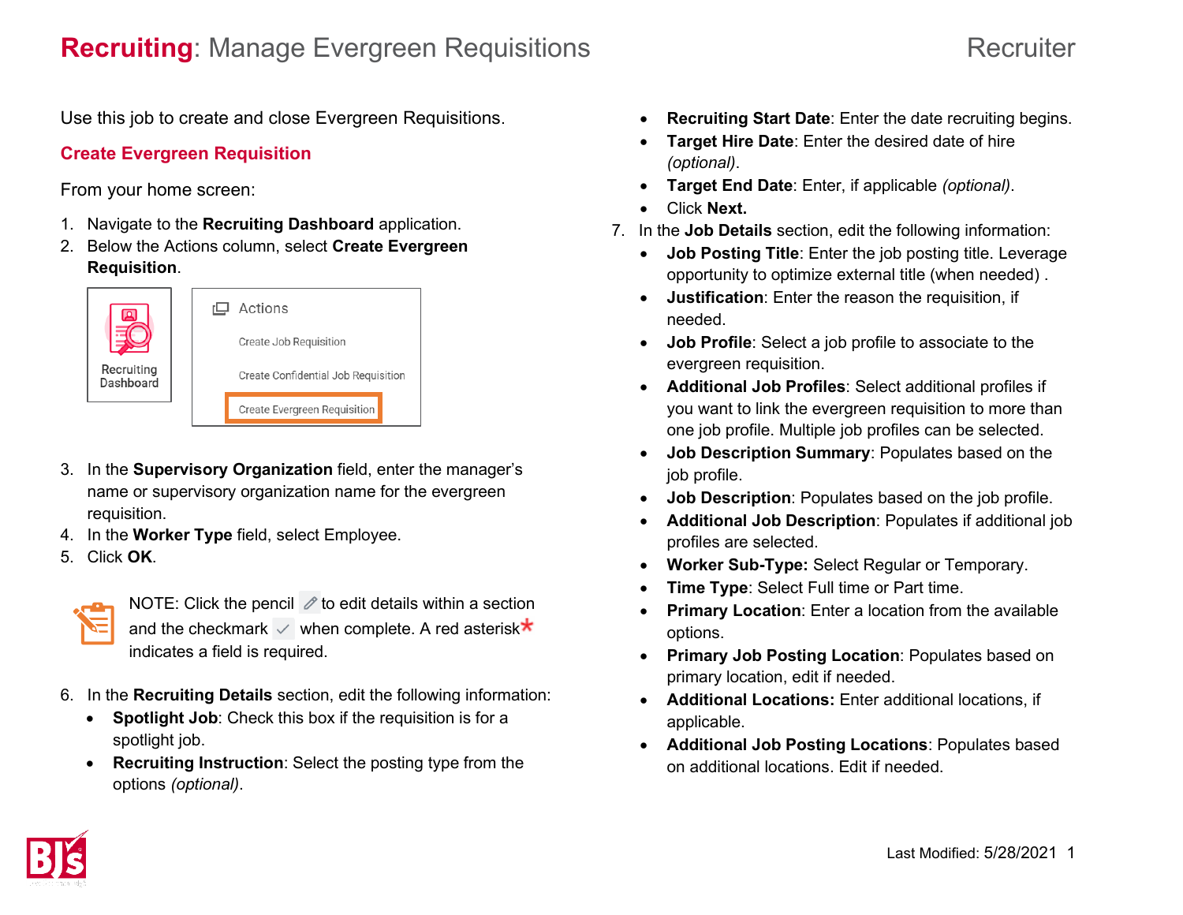# **Recruiting**: Manage Evergreen Requisitions

Recruiter

Use this job to create and close Evergreen Requisitions.

## Create Evergreen Requisition

From your home screen:

1. Navigate to the **Recruiting Dashboard** application.
2. Below the Actions column, select **Create Evergreen Requisition**.

Recruiting Dashboard

Actions
- Create Job Requisition
- Create Confidential Job Requisition
- Create Evergreen Requisition

3. In the **Supervisory Organization** field, enter the manager's name or supervisory organization name for the evergreen requisition.
4. In the **Worker Type** field, select Employee.
5. Click **OK**.

NOTE: Click the pencil to edit details within a section and the checkmark when complete. A red asterisk* indicates a field is required.

6. In the **Recruiting Details** section, edit the following information:
   - **Spotlight Job**: Check this box if the requisition is for a spotlight job.
   - **Recruiting Instruction**: Select the posting type from the options *(optional)*.
   - **Recruiting Start Date**: Enter the date recruiting begins.
   - **Target Hire Date**: Enter the desired date of hire *(optional)*.
   - **Target End Date**: Enter, if applicable *(optional)*.
   - Click **Next.**
7. In the **Job Details** section, edit the following information:
   - **Job Posting Title**: Enter the job posting title. Leverage opportunity to optimize external title (when needed) .
   - **Justification**: Enter the reason the requisition, if needed.
   - **Job Profile**: Select a job profile to associate to the evergreen requisition.
   - **Additional Job Profiles**: Select additional profiles if you want to link the evergreen requisition to more than one job profile. Multiple job profiles can be selected.
   - **Job Description Summary**: Populates based on the job profile.
   - **Job Description**: Populates based on the job profile.
   - **Additional Job Description**: Populates if additional job profiles are selected.
   - **Worker Sub-Type:** Select Regular or Temporary.
   - **Time Type**: Select Full time or Part time.
   - **Primary Location**: Enter a location from the available options.
   - **Primary Job Posting Location**: Populates based on primary location, edit if needed.
   - **Additional Locations:** Enter additional locations, if applicable.
   - **Additional Job Posting Locations**: Populates based on additional locations. Edit if needed.

Last Modified: 5/28/2021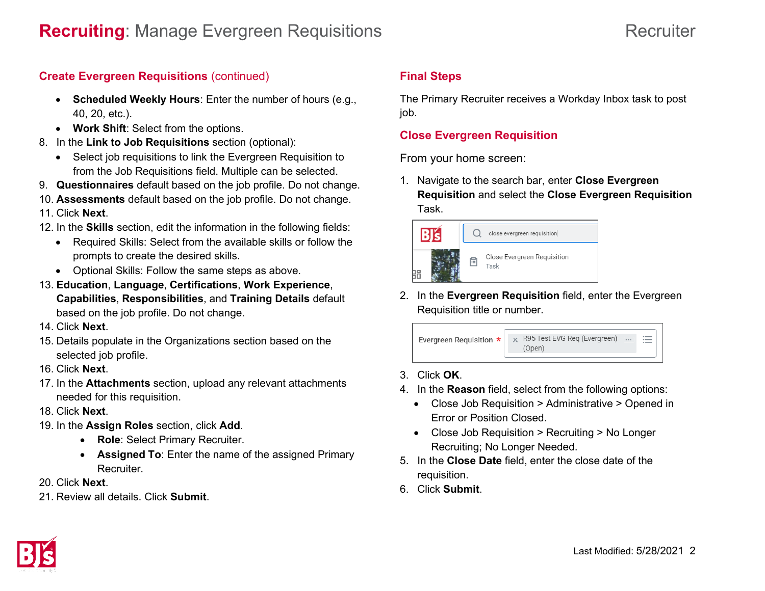# **Recruiting**: Manage Evergreen Requisitions

Recruiter

## Create Evergreen Requisitions (continued)

- **Scheduled Weekly Hours**: Enter the number of hours (e.g., 40, 20, etc.).
- **Work Shift**: Select from the options.

8. In the **Link to Job Requisitions** section (optional):
   - Select job requisitions to link the Evergreen Requisition to from the Job Requisitions field. Multiple can be selected.
9. **Questionnaires** default based on the job profile. Do not change.
10. **Assessments** default based on the job profile. Do not change.
11. Click **Next**.
12. In the **Skills** section, edit the information in the following fields:
    - Required Skills: Select from the available skills or follow the prompts to create the desired skills.
    - Optional Skills: Follow the same steps as above.
13. **Education**, **Language**, **Certifications**, **Work Experience**, **Capabilities**, **Responsibilities**, and **Training Details** default based on the job profile. Do not change.
14. Click **Next**.
15. Details populate in the Organizations section based on the selected job profile.
16. Click **Next**.
17. In the **Attachments** section, upload any relevant attachments needed for this requisition.
18. Click **Next**.
19. In the **Assign Roles** section, click **Add**.
    - **Role**: Select Primary Recruiter.
    - **Assigned To**: Enter the name of the assigned Primary Recruiter.
20. Click **Next**.
21. Review all details. Click **Submit**.

## Final Steps

The Primary Recruiter receives a Workday Inbox task to post job.

## Close Evergreen Requisition

From your home screen:

1. Navigate to the search bar, enter **Close Evergreen Requisition** and select the **Close Evergreen Requisition** Task.

   close evergreen requisition

   Close Evergreen Requisition
   Task

2. In the **Evergreen Requisition** field, enter the Evergreen Requisition title or number.

   Evergreen Requisition * R95 Test EVG Req (Evergreen) (Open)

3. Click **OK**.
4. In the **Reason** field, select from the following options:
   - Close Job Requisition > Administrative > Opened in Error or Position Closed.
   - Close Job Requisition > Recruiting > No Longer Recruiting; No Longer Needed.
5. In the **Close Date** field, enter the close date of the requisition.
6. Click **Submit**.

Last Modified: 5/28/2021